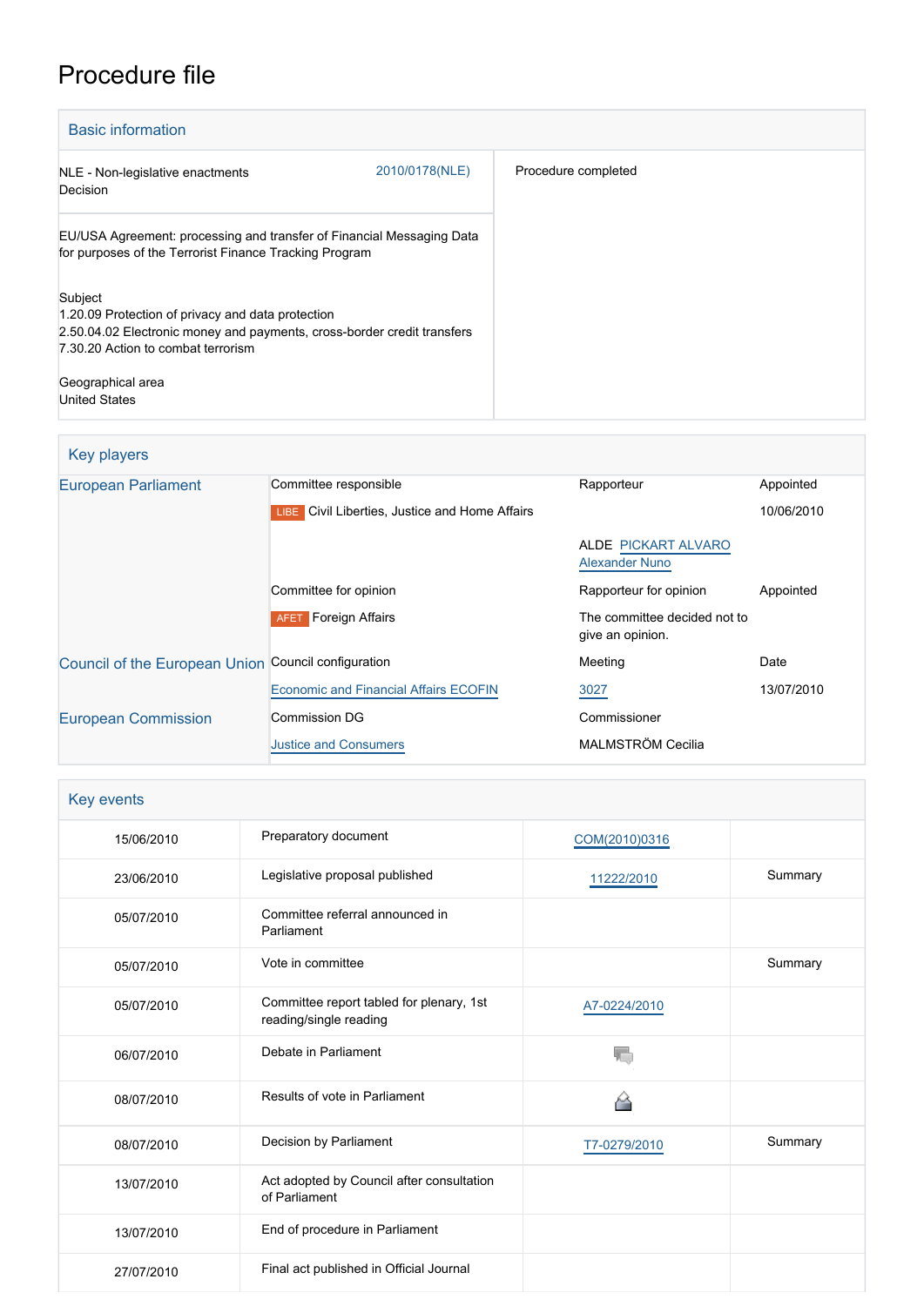# Procedure file

## Basic information

| | |
|---|---|
| NLE - Non-legislative enactments<br>Decision | 2010/0178(NLE) |
| Procedure completed | |

EU/USA Agreement: processing and transfer of Financial Messaging Data for purposes of the Terrorist Finance Tracking Program

Subject
1.20.09 Protection of privacy and data protection
2.50.04.02 Electronic money and payments, cross-border credit transfers
7.30.20 Action to combat terrorism

Geographical area
United States

## Key players

| | | | |
|---|---|---|---|
| European Parliament | Committee responsible | Rapporteur | Appointed |
| | LIBE Civil Liberties, Justice and Home Affairs | | 10/06/2010 |
| | | ALDE PICKART ALVARO Alexander Nuno | |
| | Committee for opinion | Rapporteur for opinion | Appointed |
| | AFET Foreign Affairs | The committee decided not to give an opinion. | |
| Council of the European Union | Council configuration | Meeting | Date |
| | Economic and Financial Affairs ECOFIN | 3027 | 13/07/2010 |
| European Commission | Commission DG | Commissioner | |
| | Justice and Consumers | MALMSTRÖM Cecilia | |

## Key events

| | | | |
|---|---|---|---|
| 15/06/2010 | Preparatory document | COM(2010)0316 | |
| 23/06/2010 | Legislative proposal published | 11222/2010 | Summary |
| 05/07/2010 | Committee referral announced in Parliament | | |
| 05/07/2010 | Vote in committee | | Summary |
| 05/07/2010 | Committee report tabled for plenary, 1st reading/single reading | A7-0224/2010 | |
| 06/07/2010 | Debate in Parliament | | |
| 08/07/2010 | Results of vote in Parliament | | |
| 08/07/2010 | Decision by Parliament | T7-0279/2010 | Summary |
| 13/07/2010 | Act adopted by Council after consultation of Parliament | | |
| 13/07/2010 | End of procedure in Parliament | | |
| 27/07/2010 | Final act published in Official Journal | | |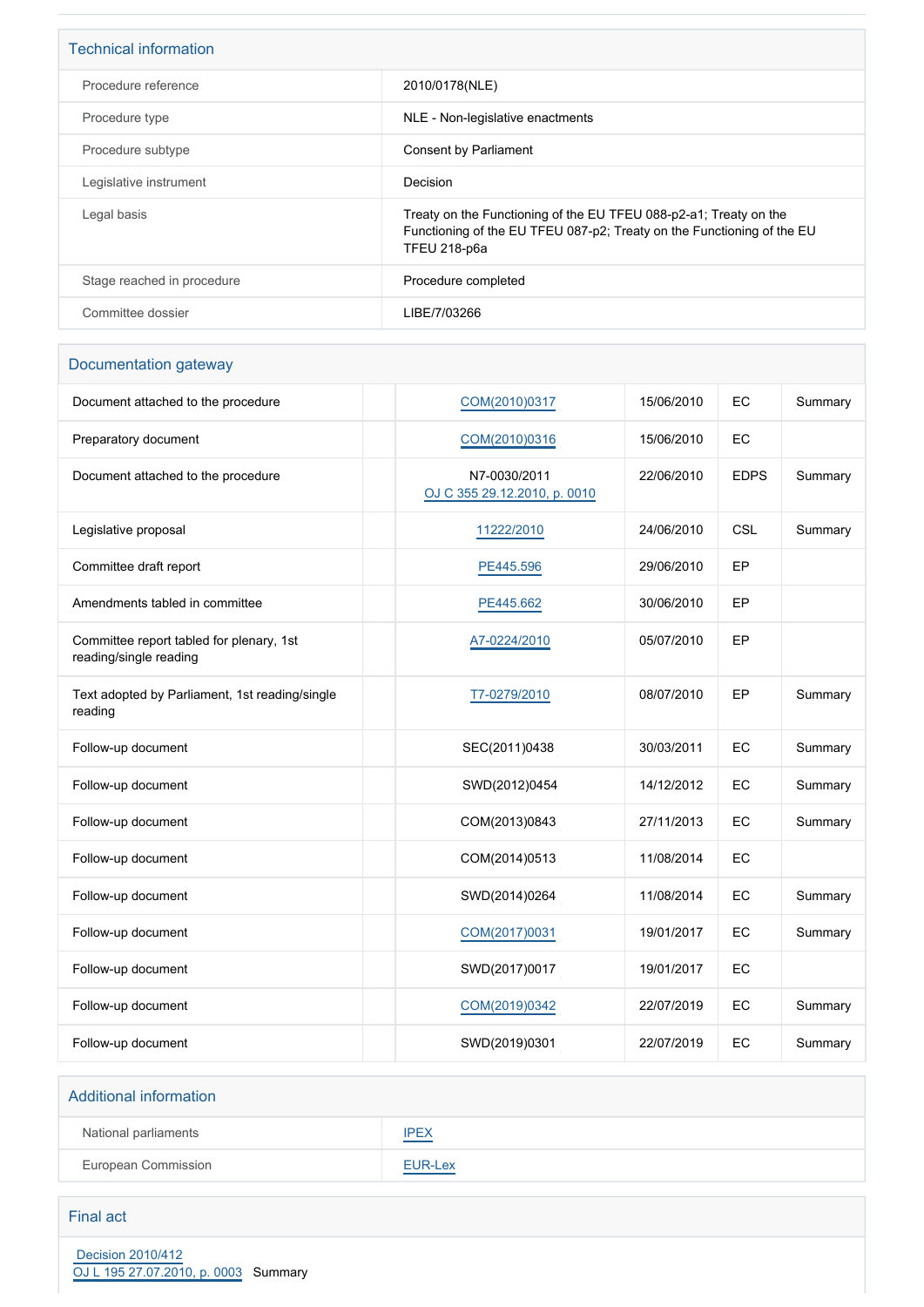## Technical information

| | |
|---|---|
| Procedure reference | 2010/0178(NLE) |
| Procedure type | NLE - Non-legislative enactments |
| Procedure subtype | Consent by Parliament |
| Legislative instrument | Decision |
| Legal basis | Treaty on the Functioning of the EU TFEU 088-p2-a1; Treaty on the Functioning of the EU TFEU 087-p2; Treaty on the Functioning of the EU TFEU 218-p6a |
| Stage reached in procedure | Procedure completed |
| Committee dossier | LIBE/7/03266 |

## Documentation gateway

| | | | | | |
|---|---|---|---|---|---|
| Document attached to the procedure | | COM(2010)0317 | 15/06/2010 | EC | Summary |
| Preparatory document | | COM(2010)0316 | 15/06/2010 | EC | |
| Document attached to the procedure | | N7-0030/2011 OJ C 355 29.12.2010, p. 0010 | 22/06/2010 | EDPS | Summary |
| Legislative proposal | | 11222/2010 | 24/06/2010 | CSL | Summary |
| Committee draft report | | PE445.596 | 29/06/2010 | EP | |
| Amendments tabled in committee | | PE445.662 | 30/06/2010 | EP | |
| Committee report tabled for plenary, 1st reading/single reading | | A7-0224/2010 | 05/07/2010 | EP | |
| Text adopted by Parliament, 1st reading/single reading | | T7-0279/2010 | 08/07/2010 | EP | Summary |
| Follow-up document | | SEC(2011)0438 | 30/03/2011 | EC | Summary |
| Follow-up document | | SWD(2012)0454 | 14/12/2012 | EC | Summary |
| Follow-up document | | COM(2013)0843 | 27/11/2013 | EC | Summary |
| Follow-up document | | COM(2014)0513 | 11/08/2014 | EC | |
| Follow-up document | | SWD(2014)0264 | 11/08/2014 | EC | Summary |
| Follow-up document | | COM(2017)0031 | 19/01/2017 | EC | Summary |
| Follow-up document | | SWD(2017)0017 | 19/01/2017 | EC | |
| Follow-up document | | COM(2019)0342 | 22/07/2019 | EC | Summary |
| Follow-up document | | SWD(2019)0301 | 22/07/2019 | EC | Summary |

## Additional information

| | |
|---|---|
| National parliaments | IPEX |
| European Commission | EUR-Lex |

## Final act

Decision 2010/412
OJ L 195 27.07.2010, p. 0003 Summary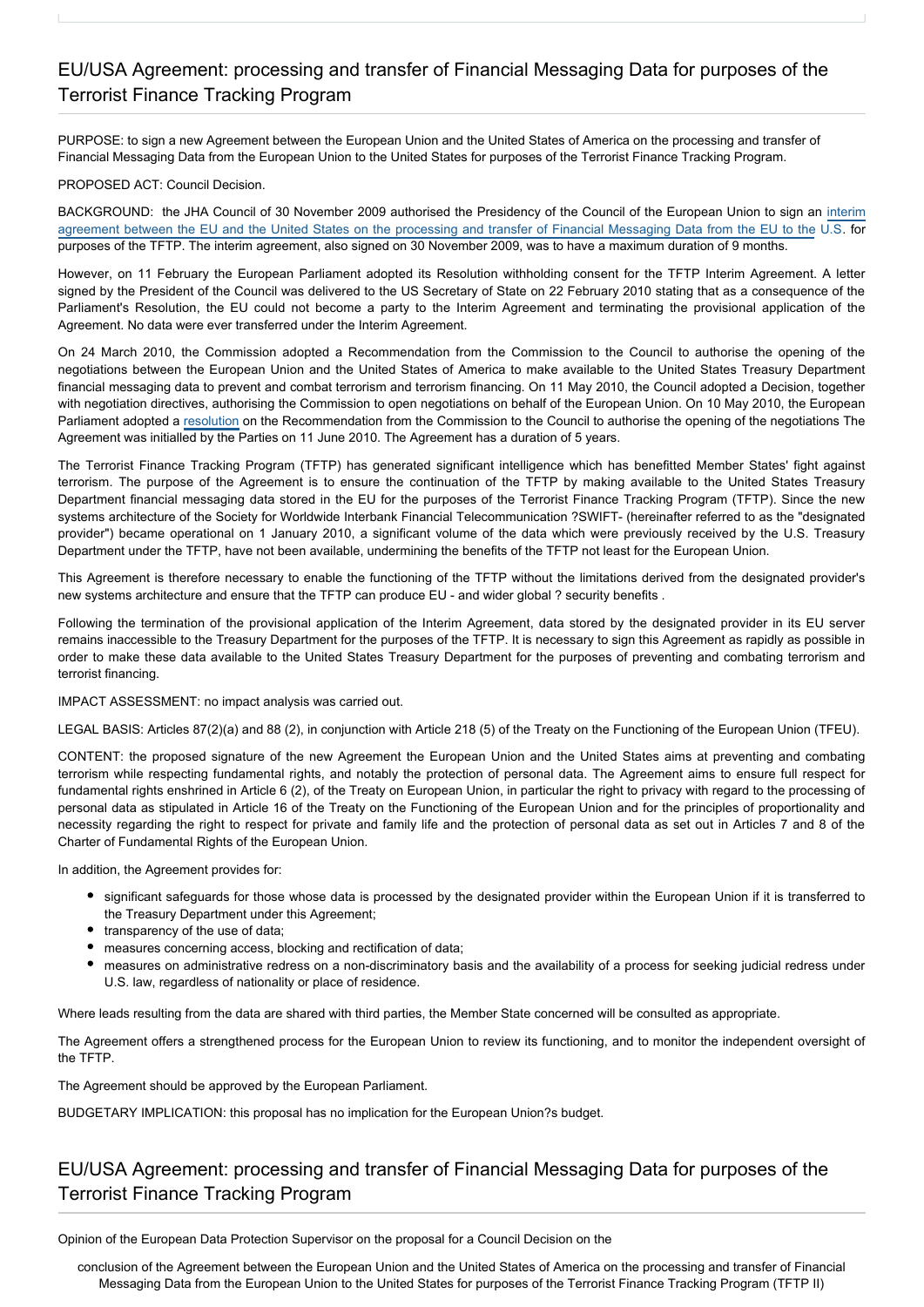## EU/USA Agreement: processing and transfer of Financial Messaging Data for purposes of the Terrorist Finance Tracking Program

PURPOSE: to sign a new Agreement between the European Union and the United States of America on the processing and transfer of Financial Messaging Data from the European Union to the United States for purposes of the Terrorist Finance Tracking Program.

PROPOSED ACT: Council Decision.

BACKGROUND: the JHA Council of 30 November 2009 authorised the Presidency of the Council of the European Union to sign an interim agreement between the EU and the United States on the processing and transfer of Financial Messaging Data from the EU to the U.S. for purposes of the TFTP. The interim agreement, also signed on 30 November 2009, was to have a maximum duration of 9 months.

However, on 11 February the European Parliament adopted its Resolution withholding consent for the TFTP Interim Agreement. A letter signed by the President of the Council was delivered to the US Secretary of State on 22 February 2010 stating that as a consequence of the Parliament's Resolution, the EU could not become a party to the Interim Agreement and terminating the provisional application of the Agreement. No data were ever transferred under the Interim Agreement.

On 24 March 2010, the Commission adopted a Recommendation from the Commission to the Council to authorise the opening of the negotiations between the European Union and the United States of America to make available to the United States Treasury Department financial messaging data to prevent and combat terrorism and terrorism financing. On 11 May 2010, the Council adopted a Decision, together with negotiation directives, authorising the Commission to open negotiations on behalf of the European Union. On 10 May 2010, the European Parliament adopted a resolution on the Recommendation from the Commission to the Council to authorise the opening of the negotiations The Agreement was initialled by the Parties on 11 June 2010. The Agreement has a duration of 5 years.

The Terrorist Finance Tracking Program (TFTP) has generated significant intelligence which has benefitted Member States' fight against terrorism. The purpose of the Agreement is to ensure the continuation of the TFTP by making available to the United States Treasury Department financial messaging data stored in the EU for the purposes of the Terrorist Finance Tracking Program (TFTP). Since the new systems architecture of the Society for Worldwide Interbank Financial Telecommunication ?SWIFT- (hereinafter referred to as the "designated provider") became operational on 1 January 2010, a significant volume of the data which were previously received by the U.S. Treasury Department under the TFTP, have not been available, undermining the benefits of the TFTP not least for the European Union.

This Agreement is therefore necessary to enable the functioning of the TFTP without the limitations derived from the designated provider's new systems architecture and ensure that the TFTP can produce EU - and wider global ? security benefits .

Following the termination of the provisional application of the Interim Agreement, data stored by the designated provider in its EU server remains inaccessible to the Treasury Department for the purposes of the TFTP. It is necessary to sign this Agreement as rapidly as possible in order to make these data available to the United States Treasury Department for the purposes of preventing and combating terrorism and terrorist financing.

IMPACT ASSESSMENT: no impact analysis was carried out.

LEGAL BASIS: Articles 87(2)(a) and 88 (2), in conjunction with Article 218 (5) of the Treaty on the Functioning of the European Union (TFEU).

CONTENT: the proposed signature of the new Agreement the European Union and the United States aims at preventing and combating terrorism while respecting fundamental rights, and notably the protection of personal data. The Agreement aims to ensure full respect for fundamental rights enshrined in Article 6 (2), of the Treaty on European Union, in particular the right to privacy with regard to the processing of personal data as stipulated in Article 16 of the Treaty on the Functioning of the European Union and for the principles of proportionality and necessity regarding the right to respect for private and family life and the protection of personal data as set out in Articles 7 and 8 of the Charter of Fundamental Rights of the European Union.

In addition, the Agreement provides for:

- significant safeguards for those whose data is processed by the designated provider within the European Union if it is transferred to the Treasury Department under this Agreement;
- transparency of the use of data;
- measures concerning access, blocking and rectification of data;
- measures on administrative redress on a non-discriminatory basis and the availability of a process for seeking judicial redress under U.S. law, regardless of nationality or place of residence.

Where leads resulting from the data are shared with third parties, the Member State concerned will be consulted as appropriate.

The Agreement offers a strengthened process for the European Union to review its functioning, and to monitor the independent oversight of the TFTP.

The Agreement should be approved by the European Parliament.

BUDGETARY IMPLICATION: this proposal has no implication for the European Union?s budget.

## EU/USA Agreement: processing and transfer of Financial Messaging Data for purposes of the Terrorist Finance Tracking Program

Opinion of the European Data Protection Supervisor on the proposal for a Council Decision on the

conclusion of the Agreement between the European Union and the United States of America on the processing and transfer of Financial Messaging Data from the European Union to the United States for purposes of the Terrorist Finance Tracking Program (TFTP II)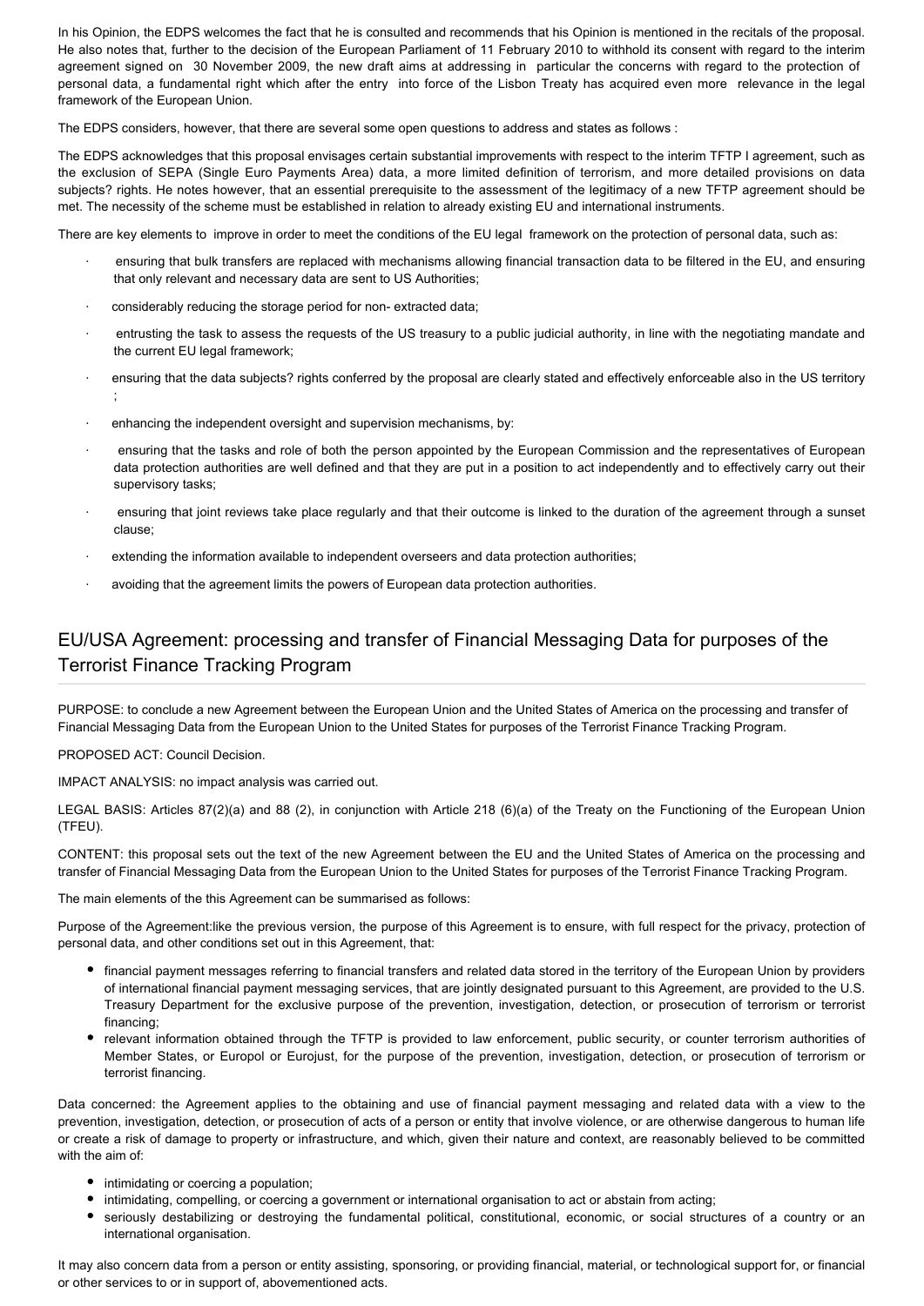In his Opinion, the EDPS welcomes the fact that he is consulted and recommends that his Opinion is mentioned in the recitals of the proposal. He also notes that, further to the decision of the European Parliament of 11 February 2010 to withhold its consent with regard to the interim agreement signed on 30 November 2009, the new draft aims at addressing in particular the concerns with regard to the protection of personal data, a fundamental right which after the entry into force of the Lisbon Treaty has acquired even more relevance in the legal framework of the European Union.

The EDPS considers, however, that there are several some open questions to address and states as follows :

The EDPS acknowledges that this proposal envisages certain substantial improvements with respect to the interim TFTP I agreement, such as the exclusion of SEPA (Single Euro Payments Area) data, a more limited definition of terrorism, and more detailed provisions on data subjects? rights. He notes however, that an essential prerequisite to the assessment of the legitimacy of a new TFTP agreement should be met. The necessity of the scheme must be established in relation to already existing EU and international instruments.

There are key elements to improve in order to meet the conditions of the EU legal framework on the protection of personal data, such as:

- ensuring that bulk transfers are replaced with mechanisms allowing financial transaction data to be filtered in the EU, and ensuring that only relevant and necessary data are sent to US Authorities;
- considerably reducing the storage period for non- extracted data;
- entrusting the task to assess the requests of the US treasury to a public judicial authority, in line with the negotiating mandate and the current EU legal framework;
- ensuring that the data subjects? rights conferred by the proposal are clearly stated and effectively enforceable also in the US territory ;
- enhancing the independent oversight and supervision mechanisms, by:
- ensuring that the tasks and role of both the person appointed by the European Commission and the representatives of European data protection authorities are well defined and that they are put in a position to act independently and to effectively carry out their supervisory tasks;
- ensuring that joint reviews take place regularly and that their outcome is linked to the duration of the agreement through a sunset clause;
- extending the information available to independent overseers and data protection authorities;
- avoiding that the agreement limits the powers of European data protection authorities.

## EU/USA Agreement: processing and transfer of Financial Messaging Data for purposes of the Terrorist Finance Tracking Program

PURPOSE: to conclude a new Agreement between the European Union and the United States of America on the processing and transfer of Financial Messaging Data from the European Union to the United States for purposes of the Terrorist Finance Tracking Program.

PROPOSED ACT: Council Decision.

IMPACT ANALYSIS: no impact analysis was carried out.

LEGAL BASIS: Articles 87(2)(a) and 88 (2), in conjunction with Article 218 (6)(a) of the Treaty on the Functioning of the European Union (TFEU).

CONTENT: this proposal sets out the text of the new Agreement between the EU and the United States of America on the processing and transfer of Financial Messaging Data from the European Union to the United States for purposes of the Terrorist Finance Tracking Program.

The main elements of the this Agreement can be summarised as follows:

Purpose of the Agreement:like the previous version, the purpose of this Agreement is to ensure, with full respect for the privacy, protection of personal data, and other conditions set out in this Agreement, that:

- financial payment messages referring to financial transfers and related data stored in the territory of the European Union by providers of international financial payment messaging services, that are jointly designated pursuant to this Agreement, are provided to the U.S. Treasury Department for the exclusive purpose of the prevention, investigation, detection, or prosecution of terrorism or terrorist financing;
- relevant information obtained through the TFTP is provided to law enforcement, public security, or counter terrorism authorities of Member States, or Europol or Eurojust, for the purpose of the prevention, investigation, detection, or prosecution of terrorism or terrorist financing.

Data concerned: the Agreement applies to the obtaining and use of financial payment messaging and related data with a view to the prevention, investigation, detection, or prosecution of acts of a person or entity that involve violence, or are otherwise dangerous to human life or create a risk of damage to property or infrastructure, and which, given their nature and context, are reasonably believed to be committed with the aim of:

- intimidating or coercing a population;
- intimidating, compelling, or coercing a government or international organisation to act or abstain from acting;
- seriously destabilizing or destroying the fundamental political, constitutional, economic, or social structures of a country or an international organisation.

It may also concern data from a person or entity assisting, sponsoring, or providing financial, material, or technological support for, or financial or other services to or in support of, abovementioned acts.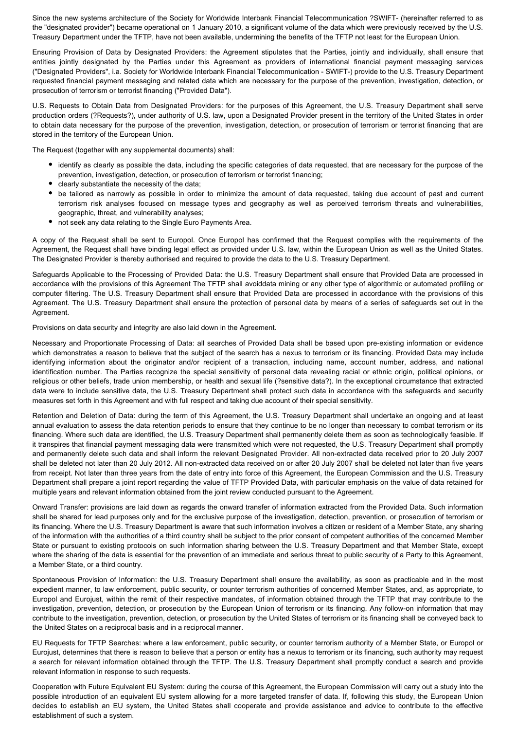Since the new systems architecture of the Society for Worldwide Interbank Financial Telecommunication ?SWIFT- (hereinafter referred to as the "designated provider") became operational on 1 January 2010, a significant volume of the data which were previously received by the U.S. Treasury Department under the TFTP, have not been available, undermining the benefits of the TFTP not least for the European Union.

Ensuring Provision of Data by Designated Providers: the Agreement stipulates that the Parties, jointly and individually, shall ensure that entities jointly designated by the Parties under this Agreement as providers of international financial payment messaging services ("Designated Providers", i.a. Society for Worldwide Interbank Financial Telecommunication - SWIFT-) provide to the U.S. Treasury Department requested financial payment messaging and related data which are necessary for the purpose of the prevention, investigation, detection, or prosecution of terrorism or terrorist financing ("Provided Data").

U.S. Requests to Obtain Data from Designated Providers: for the purposes of this Agreement, the U.S. Treasury Department shall serve production orders (?Requests?), under authority of U.S. law, upon a Designated Provider present in the territory of the United States in order to obtain data necessary for the purpose of the prevention, investigation, detection, or prosecution of terrorism or terrorist financing that are stored in the territory of the European Union.

The Request (together with any supplemental documents) shall:

- identify as clearly as possible the data, including the specific categories of data requested, that are necessary for the purpose of the prevention, investigation, detection, or prosecution of terrorism or terrorist financing;
- clearly substantiate the necessity of the data;
- be tailored as narrowly as possible in order to minimize the amount of data requested, taking due account of past and current terrorism risk analyses focused on message types and geography as well as perceived terrorism threats and vulnerabilities, geographic, threat, and vulnerability analyses;
- not seek any data relating to the Single Euro Payments Area.

A copy of the Request shall be sent to Europol. Once Europol has confirmed that the Request complies with the requirements of the Agreement, the Request shall have binding legal effect as provided under U.S. law, within the European Union as well as the United States. The Designated Provider is thereby authorised and required to provide the data to the U.S. Treasury Department.

Safeguards Applicable to the Processing of Provided Data: the U.S. Treasury Department shall ensure that Provided Data are processed in accordance with the provisions of this Agreement The TFTP shall avoiddata mining or any other type of algorithmic or automated profiling or computer filtering. The U.S. Treasury Department shall ensure that Provided Data are processed in accordance with the provisions of this Agreement. The U.S. Treasury Department shall ensure the protection of personal data by means of a series of safeguards set out in the Agreement.

Provisions on data security and integrity are also laid down in the Agreement.

Necessary and Proportionate Processing of Data: all searches of Provided Data shall be based upon pre-existing information or evidence which demonstrates a reason to believe that the subject of the search has a nexus to terrorism or its financing. Provided Data may include identifying information about the originator and/or recipient of a transaction, including name, account number, address, and national identification number. The Parties recognize the special sensitivity of personal data revealing racial or ethnic origin, political opinions, or religious or other beliefs, trade union membership, or health and sexual life (?sensitive data?). In the exceptional circumstance that extracted data were to include sensitive data, the U.S. Treasury Department shall protect such data in accordance with the safeguards and security measures set forth in this Agreement and with full respect and taking due account of their special sensitivity.

Retention and Deletion of Data: during the term of this Agreement, the U.S. Treasury Department shall undertake an ongoing and at least annual evaluation to assess the data retention periods to ensure that they continue to be no longer than necessary to combat terrorism or its financing. Where such data are identified, the U.S. Treasury Department shall permanently delete them as soon as technologically feasible. If it transpires that financial payment messaging data were transmitted which were not requested, the U.S. Treasury Department shall promptly and permanently delete such data and shall inform the relevant Designated Provider. All non-extracted data received prior to 20 July 2007 shall be deleted not later than 20 July 2012. All non-extracted data received on or after 20 July 2007 shall be deleted not later than five years from receipt. Not later than three years from the date of entry into force of this Agreement, the European Commission and the U.S. Treasury Department shall prepare a joint report regarding the value of TFTP Provided Data, with particular emphasis on the value of data retained for multiple years and relevant information obtained from the joint review conducted pursuant to the Agreement.

Onward Transfer: provisions are laid down as regards the onward transfer of information extracted from the Provided Data. Such information shall be shared for lead purposes only and for the exclusive purpose of the investigation, detection, prevention, or prosecution of terrorism or its financing. Where the U.S. Treasury Department is aware that such information involves a citizen or resident of a Member State, any sharing of the information with the authorities of a third country shall be subject to the prior consent of competent authorities of the concerned Member State or pursuant to existing protocols on such information sharing between the U.S. Treasury Department and that Member State, except where the sharing of the data is essential for the prevention of an immediate and serious threat to public security of a Party to this Agreement, a Member State, or a third country.

Spontaneous Provision of Information: the U.S. Treasury Department shall ensure the availability, as soon as practicable and in the most expedient manner, to law enforcement, public security, or counter terrorism authorities of concerned Member States, and, as appropriate, to Europol and Eurojust, within the remit of their respective mandates, of information obtained through the TFTP that may contribute to the investigation, prevention, detection, or prosecution by the European Union of terrorism or its financing. Any follow-on information that may contribute to the investigation, prevention, detection, or prosecution by the United States of terrorism or its financing shall be conveyed back to the United States on a reciprocal basis and in a reciprocal manner.

EU Requests for TFTP Searches: where a law enforcement, public security, or counter terrorism authority of a Member State, or Europol or Eurojust, determines that there is reason to believe that a person or entity has a nexus to terrorism or its financing, such authority may request a search for relevant information obtained through the TFTP. The U.S. Treasury Department shall promptly conduct a search and provide relevant information in response to such requests.

Cooperation with Future Equivalent EU System: during the course of this Agreement, the European Commission will carry out a study into the possible introduction of an equivalent EU system allowing for a more targeted transfer of data. If, following this study, the European Union decides to establish an EU system, the United States shall cooperate and provide assistance and advice to contribute to the effective establishment of such a system.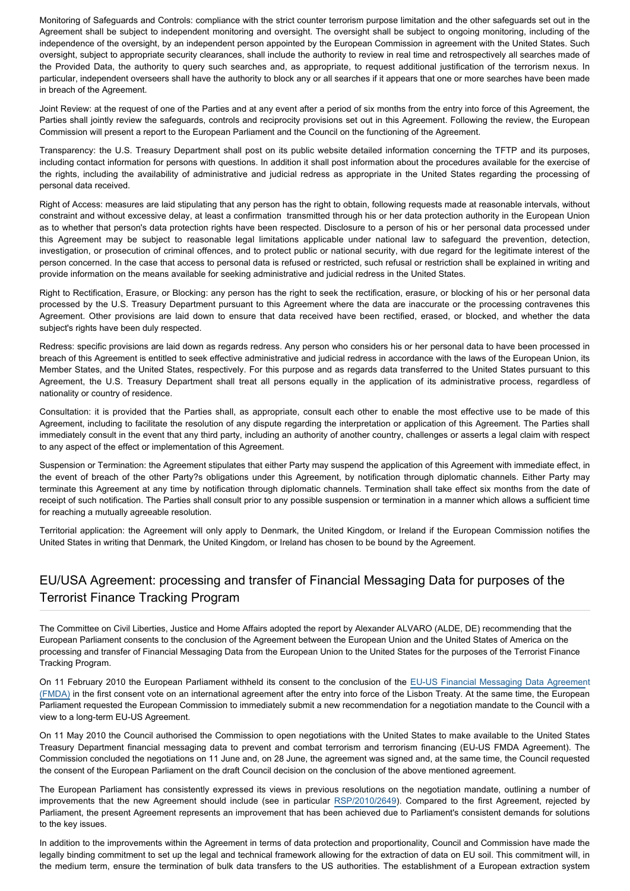Monitoring of Safeguards and Controls: compliance with the strict counter terrorism purpose limitation and the other safeguards set out in the Agreement shall be subject to independent monitoring and oversight. The oversight shall be subject to ongoing monitoring, including of the independence of the oversight, by an independent person appointed by the European Commission in agreement with the United States. Such oversight, subject to appropriate security clearances, shall include the authority to review in real time and retrospectively all searches made of the Provided Data, the authority to query such searches and, as appropriate, to request additional justification of the terrorism nexus. In particular, independent overseers shall have the authority to block any or all searches if it appears that one or more searches have been made in breach of the Agreement.

Joint Review: at the request of one of the Parties and at any event after a period of six months from the entry into force of this Agreement, the Parties shall jointly review the safeguards, controls and reciprocity provisions set out in this Agreement. Following the review, the European Commission will present a report to the European Parliament and the Council on the functioning of the Agreement.

Transparency: the U.S. Treasury Department shall post on its public website detailed information concerning the TFTP and its purposes, including contact information for persons with questions. In addition it shall post information about the procedures available for the exercise of the rights, including the availability of administrative and judicial redress as appropriate in the United States regarding the processing of personal data received.

Right of Access: measures are laid stipulating that any person has the right to obtain, following requests made at reasonable intervals, without constraint and without excessive delay, at least a confirmation transmitted through his or her data protection authority in the European Union as to whether that person's data protection rights have been respected. Disclosure to a person of his or her personal data processed under this Agreement may be subject to reasonable legal limitations applicable under national law to safeguard the prevention, detection, investigation, or prosecution of criminal offences, and to protect public or national security, with due regard for the legitimate interest of the person concerned. In the case that access to personal data is refused or restricted, such refusal or restriction shall be explained in writing and provide information on the means available for seeking administrative and judicial redress in the United States.

Right to Rectification, Erasure, or Blocking: any person has the right to seek the rectification, erasure, or blocking of his or her personal data processed by the U.S. Treasury Department pursuant to this Agreement where the data are inaccurate or the processing contravenes this Agreement. Other provisions are laid down to ensure that data received have been rectified, erased, or blocked, and whether the data subject's rights have been duly respected.

Redress: specific provisions are laid down as regards redress. Any person who considers his or her personal data to have been processed in breach of this Agreement is entitled to seek effective administrative and judicial redress in accordance with the laws of the European Union, its Member States, and the United States, respectively. For this purpose and as regards data transferred to the United States pursuant to this Agreement, the U.S. Treasury Department shall treat all persons equally in the application of its administrative process, regardless of nationality or country of residence.

Consultation: it is provided that the Parties shall, as appropriate, consult each other to enable the most effective use to be made of this Agreement, including to facilitate the resolution of any dispute regarding the interpretation or application of this Agreement. The Parties shall immediately consult in the event that any third party, including an authority of another country, challenges or asserts a legal claim with respect to any aspect of the effect or implementation of this Agreement.

Suspension or Termination: the Agreement stipulates that either Party may suspend the application of this Agreement with immediate effect, in the event of breach of the other Party?s obligations under this Agreement, by notification through diplomatic channels. Either Party may terminate this Agreement at any time by notification through diplomatic channels. Termination shall take effect six months from the date of receipt of such notification. The Parties shall consult prior to any possible suspension or termination in a manner which allows a sufficient time for reaching a mutually agreeable resolution.

Territorial application: the Agreement will only apply to Denmark, the United Kingdom, or Ireland if the European Commission notifies the United States in writing that Denmark, the United Kingdom, or Ireland has chosen to be bound by the Agreement.

## EU/USA Agreement: processing and transfer of Financial Messaging Data for purposes of the Terrorist Finance Tracking Program

The Committee on Civil Liberties, Justice and Home Affairs adopted the report by Alexander ALVARO (ALDE, DE) recommending that the European Parliament consents to the conclusion of the Agreement between the European Union and the United States of America on the processing and transfer of Financial Messaging Data from the European Union to the United States for the purposes of the Terrorist Finance Tracking Program.

On 11 February 2010 the European Parliament withheld its consent to the conclusion of the EU-US Financial Messaging Data Agreement (FMDA) in the first consent vote on an international agreement after the entry into force of the Lisbon Treaty. At the same time, the European Parliament requested the European Commission to immediately submit a new recommendation for a negotiation mandate to the Council with a view to a long-term EU-US Agreement.

On 11 May 2010 the Council authorised the Commission to open negotiations with the United States to make available to the United States Treasury Department financial messaging data to prevent and combat terrorism and terrorism financing (EU-US FMDA Agreement). The Commission concluded the negotiations on 11 June and, on 28 June, the agreement was signed and, at the same time, the Council requested the consent of the European Parliament on the draft Council decision on the conclusion of the above mentioned agreement.

The European Parliament has consistently expressed its views in previous resolutions on the negotiation mandate, outlining a number of improvements that the new Agreement should include (see in particular RSP/2010/2649). Compared to the first Agreement, rejected by Parliament, the present Agreement represents an improvement that has been achieved due to Parliament's consistent demands for solutions to the key issues.

In addition to the improvements within the Agreement in terms of data protection and proportionality, Council and Commission have made the legally binding commitment to set up the legal and technical framework allowing for the extraction of data on EU soil. This commitment will, in the medium term, ensure the termination of bulk data transfers to the US authorities. The establishment of a European extraction system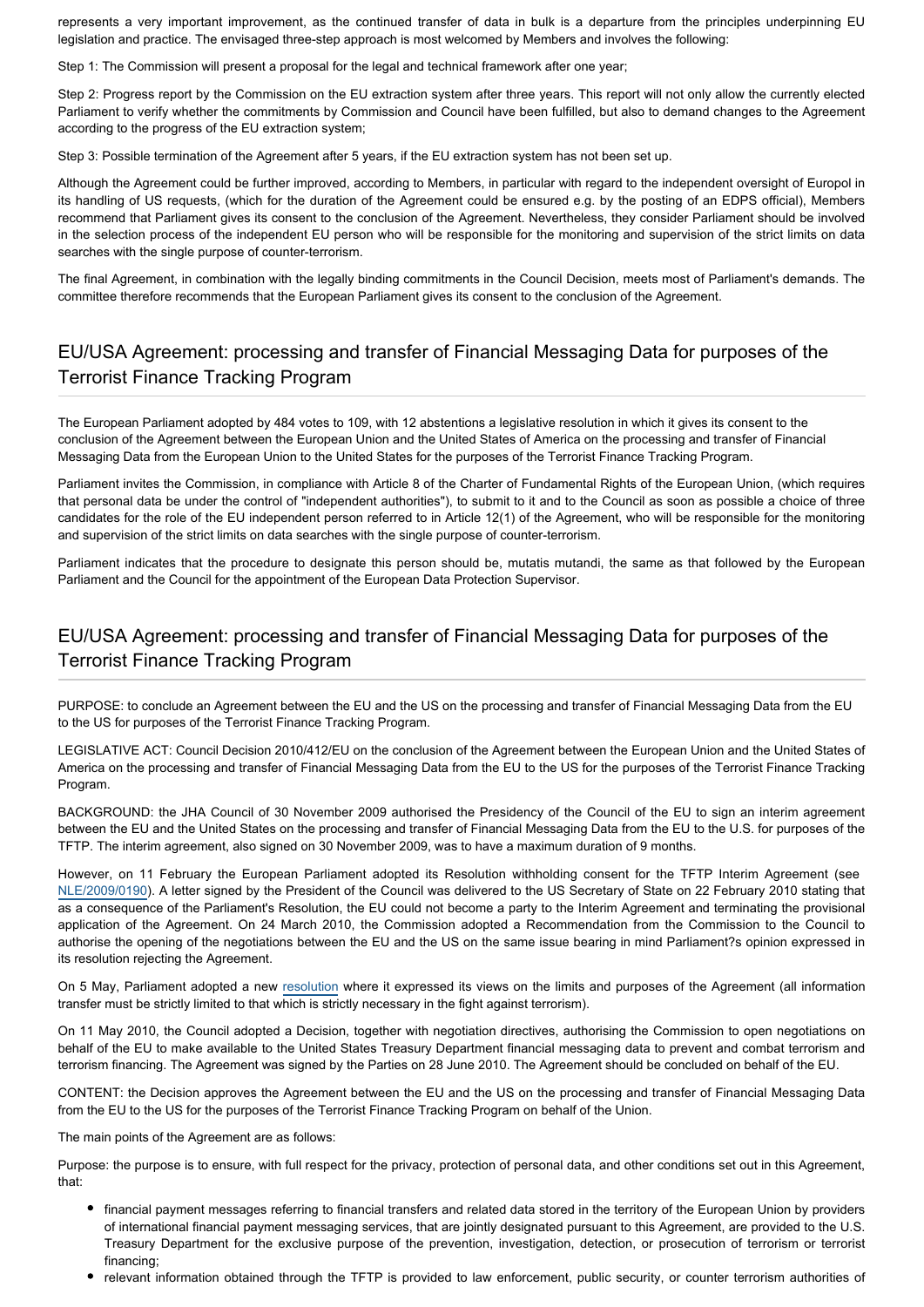represents a very important improvement, as the continued transfer of data in bulk is a departure from the principles underpinning EU legislation and practice. The envisaged three-step approach is most welcomed by Members and involves the following:

Step 1: The Commission will present a proposal for the legal and technical framework after one year;

Step 2: Progress report by the Commission on the EU extraction system after three years. This report will not only allow the currently elected Parliament to verify whether the commitments by Commission and Council have been fulfilled, but also to demand changes to the Agreement according to the progress of the EU extraction system;

Step 3: Possible termination of the Agreement after 5 years, if the EU extraction system has not been set up.

Although the Agreement could be further improved, according to Members, in particular with regard to the independent oversight of Europol in its handling of US requests, (which for the duration of the Agreement could be ensured e.g. by the posting of an EDPS official), Members recommend that Parliament gives its consent to the conclusion of the Agreement. Nevertheless, they consider Parliament should be involved in the selection process of the independent EU person who will be responsible for the monitoring and supervision of the strict limits on data searches with the single purpose of counter-terrorism.

The final Agreement, in combination with the legally binding commitments in the Council Decision, meets most of Parliament's demands. The committee therefore recommends that the European Parliament gives its consent to the conclusion of the Agreement.

## EU/USA Agreement: processing and transfer of Financial Messaging Data for purposes of the Terrorist Finance Tracking Program

The European Parliament adopted by 484 votes to 109, with 12 abstentions a legislative resolution in which it gives its consent to the conclusion of the Agreement between the European Union and the United States of America on the processing and transfer of Financial Messaging Data from the European Union to the United States for the purposes of the Terrorist Finance Tracking Program.

Parliament invites the Commission, in compliance with Article 8 of the Charter of Fundamental Rights of the European Union, (which requires that personal data be under the control of "independent authorities"), to submit to it and to the Council as soon as possible a choice of three candidates for the role of the EU independent person referred to in Article 12(1) of the Agreement, who will be responsible for the monitoring and supervision of the strict limits on data searches with the single purpose of counter-terrorism.

Parliament indicates that the procedure to designate this person should be, mutatis mutandi, the same as that followed by the European Parliament and the Council for the appointment of the European Data Protection Supervisor.

## EU/USA Agreement: processing and transfer of Financial Messaging Data for purposes of the Terrorist Finance Tracking Program

PURPOSE: to conclude an Agreement between the EU and the US on the processing and transfer of Financial Messaging Data from the EU to the US for purposes of the Terrorist Finance Tracking Program.

LEGISLATIVE ACT: Council Decision 2010/412/EU on the conclusion of the Agreement between the European Union and the United States of America on the processing and transfer of Financial Messaging Data from the EU to the US for the purposes of the Terrorist Finance Tracking Program.

BACKGROUND: the JHA Council of 30 November 2009 authorised the Presidency of the Council of the EU to sign an interim agreement between the EU and the United States on the processing and transfer of Financial Messaging Data from the EU to the U.S. for purposes of the TFTP. The interim agreement, also signed on 30 November 2009, was to have a maximum duration of 9 months.

However, on 11 February the European Parliament adopted its Resolution withholding consent for the TFTP Interim Agreement (see NLE/2009/0190). A letter signed by the President of the Council was delivered to the US Secretary of State on 22 February 2010 stating that as a consequence of the Parliament's Resolution, the EU could not become a party to the Interim Agreement and terminating the provisional application of the Agreement. On 24 March 2010, the Commission adopted a Recommendation from the Commission to the Council to authorise the opening of the negotiations between the EU and the US on the same issue bearing in mind Parliament?s opinion expressed in its resolution rejecting the Agreement.

On 5 May, Parliament adopted a new resolution where it expressed its views on the limits and purposes of the Agreement (all information transfer must be strictly limited to that which is strictly necessary in the fight against terrorism).

On 11 May 2010, the Council adopted a Decision, together with negotiation directives, authorising the Commission to open negotiations on behalf of the EU to make available to the United States Treasury Department financial messaging data to prevent and combat terrorism and terrorism financing. The Agreement was signed by the Parties on 28 June 2010. The Agreement should be concluded on behalf of the EU.

CONTENT: the Decision approves the Agreement between the EU and the US on the processing and transfer of Financial Messaging Data from the EU to the US for the purposes of the Terrorist Finance Tracking Program on behalf of the Union.

The main points of the Agreement are as follows:

Purpose: the purpose is to ensure, with full respect for the privacy, protection of personal data, and other conditions set out in this Agreement, that:

- financial payment messages referring to financial transfers and related data stored in the territory of the European Union by providers of international financial payment messaging services, that are jointly designated pursuant to this Agreement, are provided to the U.S. Treasury Department for the exclusive purpose of the prevention, investigation, detection, or prosecution of terrorism or terrorist financing;
- relevant information obtained through the TFTP is provided to law enforcement, public security, or counter terrorism authorities of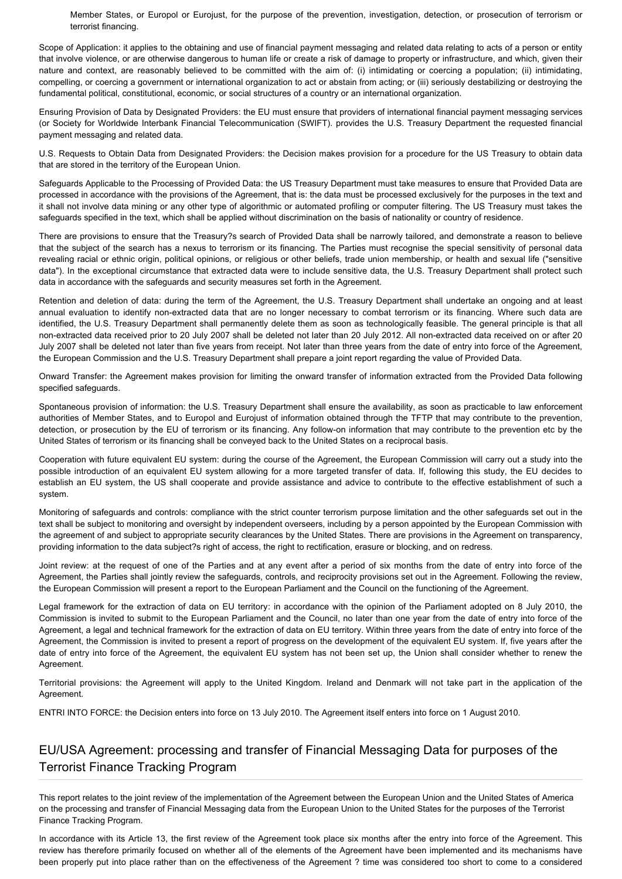Member States, or Europol or Eurojust, for the purpose of the prevention, investigation, detection, or prosecution of terrorism or terrorist financing.

Scope of Application: it applies to the obtaining and use of financial payment messaging and related data relating to acts of a person or entity that involve violence, or are otherwise dangerous to human life or create a risk of damage to property or infrastructure, and which, given their nature and context, are reasonably believed to be committed with the aim of: (i) intimidating or coercing a population; (ii) intimidating, compelling, or coercing a government or international organization to act or abstain from acting; or (iii) seriously destabilizing or destroying the fundamental political, constitutional, economic, or social structures of a country or an international organization.

Ensuring Provision of Data by Designated Providers: the EU must ensure that providers of international financial payment messaging services (or Society for Worldwide Interbank Financial Telecommunication (SWIFT). provides the U.S. Treasury Department the requested financial payment messaging and related data.

U.S. Requests to Obtain Data from Designated Providers: the Decision makes provision for a procedure for the US Treasury to obtain data that are stored in the territory of the European Union.

Safeguards Applicable to the Processing of Provided Data: the US Treasury Department must take measures to ensure that Provided Data are processed in accordance with the provisions of the Agreement, that is: the data must be processed exclusively for the purposes in the text and it shall not involve data mining or any other type of algorithmic or automated profiling or computer filtering. The US Treasury must takes the safeguards specified in the text, which shall be applied without discrimination on the basis of nationality or country of residence.

There are provisions to ensure that the Treasury?s search of Provided Data shall be narrowly tailored, and demonstrate a reason to believe that the subject of the search has a nexus to terrorism or its financing. The Parties must recognise the special sensitivity of personal data revealing racial or ethnic origin, political opinions, or religious or other beliefs, trade union membership, or health and sexual life ("sensitive data"). In the exceptional circumstance that extracted data were to include sensitive data, the U.S. Treasury Department shall protect such data in accordance with the safeguards and security measures set forth in the Agreement.

Retention and deletion of data: during the term of the Agreement, the U.S. Treasury Department shall undertake an ongoing and at least annual evaluation to identify non-extracted data that are no longer necessary to combat terrorism or its financing. Where such data are identified, the U.S. Treasury Department shall permanently delete them as soon as technologically feasible. The general principle is that all non-extracted data received prior to 20 July 2007 shall be deleted not later than 20 July 2012. All non-extracted data received on or after 20 July 2007 shall be deleted not later than five years from receipt. Not later than three years from the date of entry into force of the Agreement, the European Commission and the U.S. Treasury Department shall prepare a joint report regarding the value of Provided Data.

Onward Transfer: the Agreement makes provision for limiting the onward transfer of information extracted from the Provided Data following specified safeguards.

Spontaneous provision of information: the U.S. Treasury Department shall ensure the availability, as soon as practicable to law enforcement authorities of Member States, and to Europol and Eurojust of information obtained through the TFTP that may contribute to the prevention, detection, or prosecution by the EU of terrorism or its financing. Any follow-on information that may contribute to the prevention etc by the United States of terrorism or its financing shall be conveyed back to the United States on a reciprocal basis.

Cooperation with future equivalent EU system: during the course of the Agreement, the European Commission will carry out a study into the possible introduction of an equivalent EU system allowing for a more targeted transfer of data. If, following this study, the EU decides to establish an EU system, the US shall cooperate and provide assistance and advice to contribute to the effective establishment of such a system.

Monitoring of safeguards and controls: compliance with the strict counter terrorism purpose limitation and the other safeguards set out in the text shall be subject to monitoring and oversight by independent overseers, including by a person appointed by the European Commission with the agreement of and subject to appropriate security clearances by the United States. There are provisions in the Agreement on transparency, providing information to the data subject?s right of access, the right to rectification, erasure or blocking, and on redress.

Joint review: at the request of one of the Parties and at any event after a period of six months from the date of entry into force of the Agreement, the Parties shall jointly review the safeguards, controls, and reciprocity provisions set out in the Agreement. Following the review, the European Commission will present a report to the European Parliament and the Council on the functioning of the Agreement.

Legal framework for the extraction of data on EU territory: in accordance with the opinion of the Parliament adopted on 8 July 2010, the Commission is invited to submit to the European Parliament and the Council, no later than one year from the date of entry into force of the Agreement, a legal and technical framework for the extraction of data on EU territory. Within three years from the date of entry into force of the Agreement, the Commission is invited to present a report of progress on the development of the equivalent EU system. If, five years after the date of entry into force of the Agreement, the equivalent EU system has not been set up, the Union shall consider whether to renew the Agreement.

Territorial provisions: the Agreement will apply to the United Kingdom. Ireland and Denmark will not take part in the application of the Agreement.

ENTRI INTO FORCE: the Decision enters into force on 13 July 2010. The Agreement itself enters into force on 1 August 2010.

## EU/USA Agreement: processing and transfer of Financial Messaging Data for purposes of the Terrorist Finance Tracking Program

This report relates to the joint review of the implementation of the Agreement between the European Union and the United States of America on the processing and transfer of Financial Messaging data from the European Union to the United States for the purposes of the Terrorist Finance Tracking Program.

In accordance with its Article 13, the first review of the Agreement took place six months after the entry into force of the Agreement. This review has therefore primarily focused on whether all of the elements of the Agreement have been implemented and its mechanisms have been properly put into place rather than on the effectiveness of the Agreement ? time was considered too short to come to a considered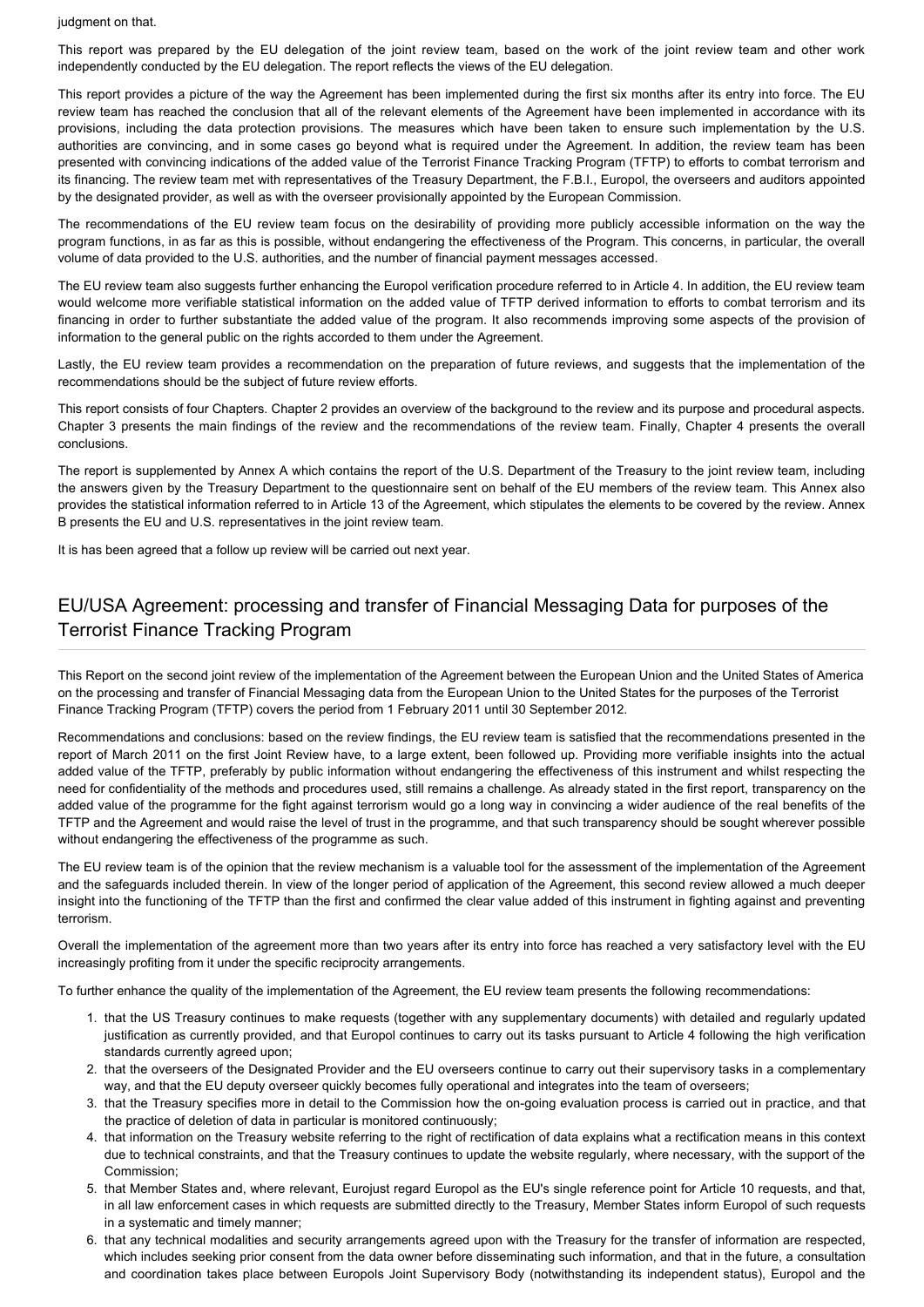judgment on that.

This report was prepared by the EU delegation of the joint review team, based on the work of the joint review team and other work independently conducted by the EU delegation. The report reflects the views of the EU delegation.

This report provides a picture of the way the Agreement has been implemented during the first six months after its entry into force. The EU review team has reached the conclusion that all of the relevant elements of the Agreement have been implemented in accordance with its provisions, including the data protection provisions. The measures which have been taken to ensure such implementation by the U.S. authorities are convincing, and in some cases go beyond what is required under the Agreement. In addition, the review team has been presented with convincing indications of the added value of the Terrorist Finance Tracking Program (TFTP) to efforts to combat terrorism and its financing. The review team met with representatives of the Treasury Department, the F.B.I., Europol, the overseers and auditors appointed by the designated provider, as well as with the overseer provisionally appointed by the European Commission.

The recommendations of the EU review team focus on the desirability of providing more publicly accessible information on the way the program functions, in as far as this is possible, without endangering the effectiveness of the Program. This concerns, in particular, the overall volume of data provided to the U.S. authorities, and the number of financial payment messages accessed.

The EU review team also suggests further enhancing the Europol verification procedure referred to in Article 4. In addition, the EU review team would welcome more verifiable statistical information on the added value of TFTP derived information to efforts to combat terrorism and its financing in order to further substantiate the added value of the program. It also recommends improving some aspects of the provision of information to the general public on the rights accorded to them under the Agreement.

Lastly, the EU review team provides a recommendation on the preparation of future reviews, and suggests that the implementation of the recommendations should be the subject of future review efforts.

This report consists of four Chapters. Chapter 2 provides an overview of the background to the review and its purpose and procedural aspects. Chapter 3 presents the main findings of the review and the recommendations of the review team. Finally, Chapter 4 presents the overall conclusions.

The report is supplemented by Annex A which contains the report of the U.S. Department of the Treasury to the joint review team, including the answers given by the Treasury Department to the questionnaire sent on behalf of the EU members of the review team. This Annex also provides the statistical information referred to in Article 13 of the Agreement, which stipulates the elements to be covered by the review. Annex B presents the EU and U.S. representatives in the joint review team.

It is has been agreed that a follow up review will be carried out next year.

## EU/USA Agreement: processing and transfer of Financial Messaging Data for purposes of the Terrorist Finance Tracking Program

This Report on the second joint review of the implementation of the Agreement between the European Union and the United States of America on the processing and transfer of Financial Messaging data from the European Union to the United States for the purposes of the Terrorist Finance Tracking Program (TFTP) covers the period from 1 February 2011 until 30 September 2012.

Recommendations and conclusions: based on the review findings, the EU review team is satisfied that the recommendations presented in the report of March 2011 on the first Joint Review have, to a large extent, been followed up. Providing more verifiable insights into the actual added value of the TFTP, preferably by public information without endangering the effectiveness of this instrument and whilst respecting the need for confidentiality of the methods and procedures used, still remains a challenge. As already stated in the first report, transparency on the added value of the programme for the fight against terrorism would go a long way in convincing a wider audience of the real benefits of the TFTP and the Agreement and would raise the level of trust in the programme, and that such transparency should be sought wherever possible without endangering the effectiveness of the programme as such.

The EU review team is of the opinion that the review mechanism is a valuable tool for the assessment of the implementation of the Agreement and the safeguards included therein. In view of the longer period of application of the Agreement, this second review allowed a much deeper insight into the functioning of the TFTP than the first and confirmed the clear value added of this instrument in fighting against and preventing terrorism.

Overall the implementation of the agreement more than two years after its entry into force has reached a very satisfactory level with the EU increasingly profiting from it under the specific reciprocity arrangements.

To further enhance the quality of the implementation of the Agreement, the EU review team presents the following recommendations:

1. that the US Treasury continues to make requests (together with any supplementary documents) with detailed and regularly updated justification as currently provided, and that Europol continues to carry out its tasks pursuant to Article 4 following the high verification standards currently agreed upon;
2. that the overseers of the Designated Provider and the EU overseers continue to carry out their supervisory tasks in a complementary way, and that the EU deputy overseer quickly becomes fully operational and integrates into the team of overseers;
3. that the Treasury specifies more in detail to the Commission how the on-going evaluation process is carried out in practice, and that the practice of deletion of data in particular is monitored continuously;
4. that information on the Treasury website referring to the right of rectification of data explains what a rectification means in this context due to technical constraints, and that the Treasury continues to update the website regularly, where necessary, with the support of the Commission;
5. that Member States and, where relevant, Eurojust regard Europol as the EU's single reference point for Article 10 requests, and that, in all law enforcement cases in which requests are submitted directly to the Treasury, Member States inform Europol of such requests in a systematic and timely manner;
6. that any technical modalities and security arrangements agreed upon with the Treasury for the transfer of information are respected, which includes seeking prior consent from the data owner before disseminating such information, and that in the future, a consultation and coordination takes place between Europols Joint Supervisory Body (notwithstanding its independent status), Europol and the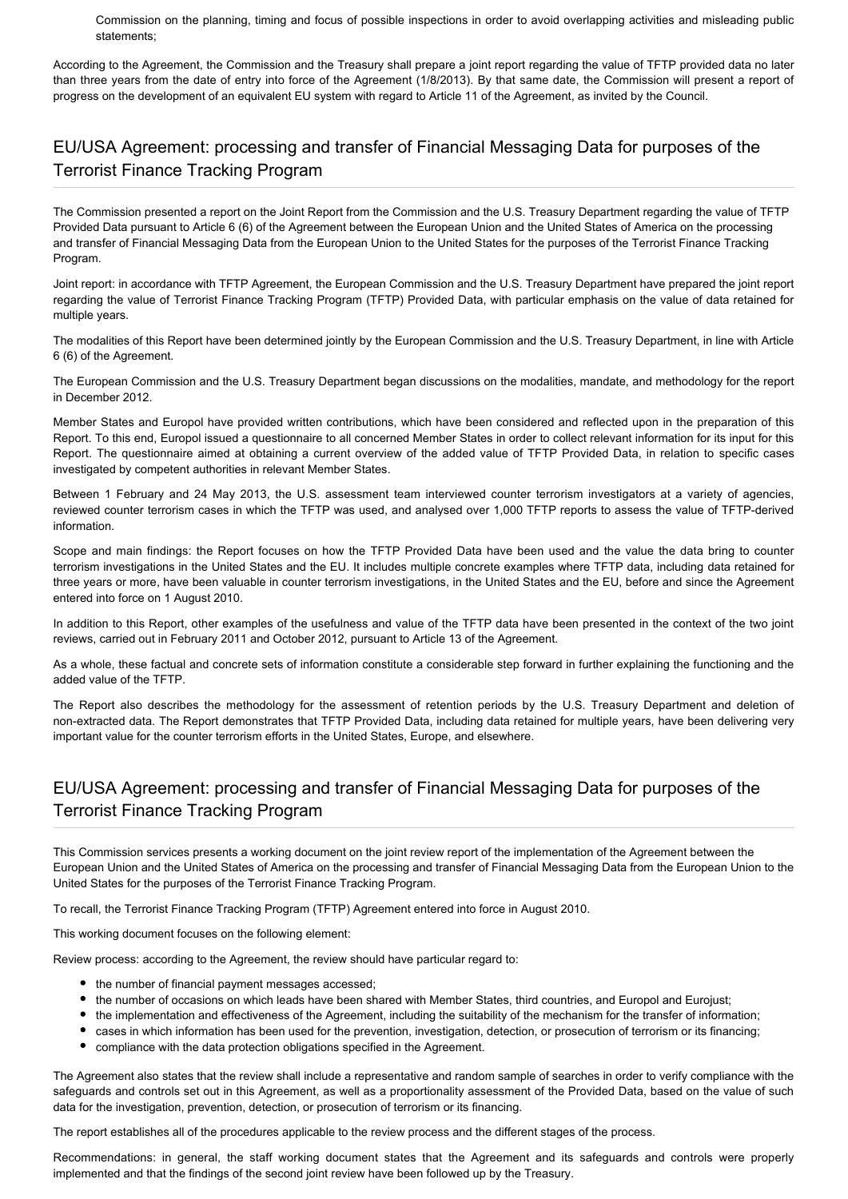Commission on the planning, timing and focus of possible inspections in order to avoid overlapping activities and misleading public statements;

According to the Agreement, the Commission and the Treasury shall prepare a joint report regarding the value of TFTP provided data no later than three years from the date of entry into force of the Agreement (1/8/2013). By that same date, the Commission will present a report of progress on the development of an equivalent EU system with regard to Article 11 of the Agreement, as invited by the Council.

## EU/USA Agreement: processing and transfer of Financial Messaging Data for purposes of the Terrorist Finance Tracking Program

The Commission presented a report on the Joint Report from the Commission and the U.S. Treasury Department regarding the value of TFTP Provided Data pursuant to Article 6 (6) of the Agreement between the European Union and the United States of America on the processing and transfer of Financial Messaging Data from the European Union to the United States for the purposes of the Terrorist Finance Tracking Program.

Joint report: in accordance with TFTP Agreement, the European Commission and the U.S. Treasury Department have prepared the joint report regarding the value of Terrorist Finance Tracking Program (TFTP) Provided Data, with particular emphasis on the value of data retained for multiple years.

The modalities of this Report have been determined jointly by the European Commission and the U.S. Treasury Department, in line with Article 6 (6) of the Agreement.

The European Commission and the U.S. Treasury Department began discussions on the modalities, mandate, and methodology for the report in December 2012.

Member States and Europol have provided written contributions, which have been considered and reflected upon in the preparation of this Report. To this end, Europol issued a questionnaire to all concerned Member States in order to collect relevant information for its input for this Report. The questionnaire aimed at obtaining a current overview of the added value of TFTP Provided Data, in relation to specific cases investigated by competent authorities in relevant Member States.

Between 1 February and 24 May 2013, the U.S. assessment team interviewed counter terrorism investigators at a variety of agencies, reviewed counter terrorism cases in which the TFTP was used, and analysed over 1,000 TFTP reports to assess the value of TFTP-derived information.

Scope and main findings: the Report focuses on how the TFTP Provided Data have been used and the value the data bring to counter terrorism investigations in the United States and the EU. It includes multiple concrete examples where TFTP data, including data retained for three years or more, have been valuable in counter terrorism investigations, in the United States and the EU, before and since the Agreement entered into force on 1 August 2010.

In addition to this Report, other examples of the usefulness and value of the TFTP data have been presented in the context of the two joint reviews, carried out in February 2011 and October 2012, pursuant to Article 13 of the Agreement.

As a whole, these factual and concrete sets of information constitute a considerable step forward in further explaining the functioning and the added value of the TFTP.

The Report also describes the methodology for the assessment of retention periods by the U.S. Treasury Department and deletion of non-extracted data. The Report demonstrates that TFTP Provided Data, including data retained for multiple years, have been delivering very important value for the counter terrorism efforts in the United States, Europe, and elsewhere.

## EU/USA Agreement: processing and transfer of Financial Messaging Data for purposes of the Terrorist Finance Tracking Program

This Commission services presents a working document on the joint review report of the implementation of the Agreement between the European Union and the United States of America on the processing and transfer of Financial Messaging Data from the European Union to the United States for the purposes of the Terrorist Finance Tracking Program.

To recall, the Terrorist Finance Tracking Program (TFTP) Agreement entered into force in August 2010.

This working document focuses on the following element:

Review process: according to the Agreement, the review should have particular regard to:

- the number of financial payment messages accessed;
- the number of occasions on which leads have been shared with Member States, third countries, and Europol and Eurojust;
- the implementation and effectiveness of the Agreement, including the suitability of the mechanism for the transfer of information;
- cases in which information has been used for the prevention, investigation, detection, or prosecution of terrorism or its financing;
- compliance with the data protection obligations specified in the Agreement.

The Agreement also states that the review shall include a representative and random sample of searches in order to verify compliance with the safeguards and controls set out in this Agreement, as well as a proportionality assessment of the Provided Data, based on the value of such data for the investigation, prevention, detection, or prosecution of terrorism or its financing.

The report establishes all of the procedures applicable to the review process and the different stages of the process.

Recommendations: in general, the staff working document states that the Agreement and its safeguards and controls were properly implemented and that the findings of the second joint review have been followed up by the Treasury.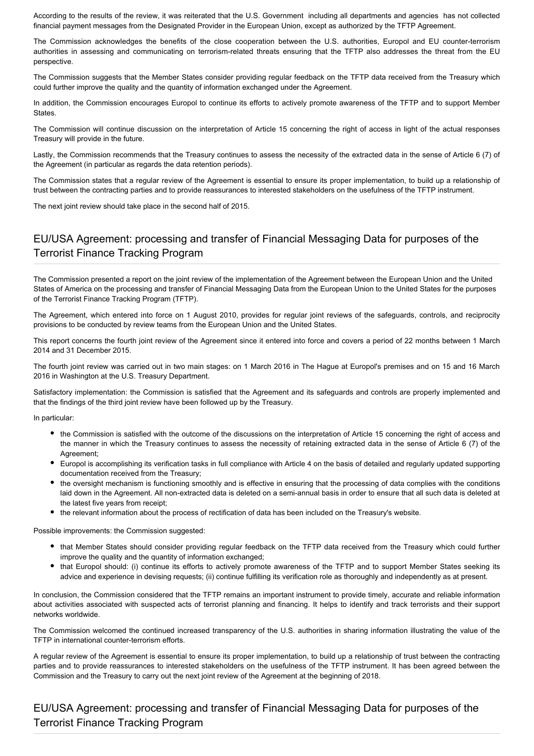According to the results of the review, it was reiterated that the U.S. Government including all departments and agencies has not collected financial payment messages from the Designated Provider in the European Union, except as authorized by the TFTP Agreement.

The Commission acknowledges the benefits of the close cooperation between the U.S. authorities, Europol and EU counter-terrorism authorities in assessing and communicating on terrorism-related threats ensuring that the TFTP also addresses the threat from the EU perspective.

The Commission suggests that the Member States consider providing regular feedback on the TFTP data received from the Treasury which could further improve the quality and the quantity of information exchanged under the Agreement.

In addition, the Commission encourages Europol to continue its efforts to actively promote awareness of the TFTP and to support Member States.

The Commission will continue discussion on the interpretation of Article 15 concerning the right of access in light of the actual responses Treasury will provide in the future.

Lastly, the Commission recommends that the Treasury continues to assess the necessity of the extracted data in the sense of Article 6 (7) of the Agreement (in particular as regards the data retention periods).

The Commission states that a regular review of the Agreement is essential to ensure its proper implementation, to build up a relationship of trust between the contracting parties and to provide reassurances to interested stakeholders on the usefulness of the TFTP instrument.

The next joint review should take place in the second half of 2015.

## EU/USA Agreement: processing and transfer of Financial Messaging Data for purposes of the Terrorist Finance Tracking Program

The Commission presented a report on the joint review of the implementation of the Agreement between the European Union and the United States of America on the processing and transfer of Financial Messaging Data from the European Union to the United States for the purposes of the Terrorist Finance Tracking Program (TFTP).

The Agreement, which entered into force on 1 August 2010, provides for regular joint reviews of the safeguards, controls, and reciprocity provisions to be conducted by review teams from the European Union and the United States.

This report concerns the fourth joint review of the Agreement since it entered into force and covers a period of 22 months between 1 March 2014 and 31 December 2015.

The fourth joint review was carried out in two main stages: on 1 March 2016 in The Hague at Europol's premises and on 15 and 16 March 2016 in Washington at the U.S. Treasury Department.

Satisfactory implementation: the Commission is satisfied that the Agreement and its safeguards and controls are properly implemented and that the findings of the third joint review have been followed up by the Treasury.

In particular:

- the Commission is satisfied with the outcome of the discussions on the interpretation of Article 15 concerning the right of access and the manner in which the Treasury continues to assess the necessity of retaining extracted data in the sense of Article 6 (7) of the Agreement;
- Europol is accomplishing its verification tasks in full compliance with Article 4 on the basis of detailed and regularly updated supporting documentation received from the Treasury;
- the oversight mechanism is functioning smoothly and is effective in ensuring that the processing of data complies with the conditions laid down in the Agreement. All non-extracted data is deleted on a semi-annual basis in order to ensure that all such data is deleted at the latest five years from receipt;
- the relevant information about the process of rectification of data has been included on the Treasury's website.

Possible improvements: the Commission suggested:

- that Member States should consider providing regular feedback on the TFTP data received from the Treasury which could further improve the quality and the quantity of information exchanged;
- that Europol should: (i) continue its efforts to actively promote awareness of the TFTP and to support Member States seeking its advice and experience in devising requests; (ii) continue fulfilling its verification role as thoroughly and independently as at present.

In conclusion, the Commission considered that the TFTP remains an important instrument to provide timely, accurate and reliable information about activities associated with suspected acts of terrorist planning and financing. It helps to identify and track terrorists and their support networks worldwide.

The Commission welcomed the continued increased transparency of the U.S. authorities in sharing information illustrating the value of the TFTP in international counter-terrorism efforts.

A regular review of the Agreement is essential to ensure its proper implementation, to build up a relationship of trust between the contracting parties and to provide reassurances to interested stakeholders on the usefulness of the TFTP instrument. It has been agreed between the Commission and the Treasury to carry out the next joint review of the Agreement at the beginning of 2018.

## EU/USA Agreement: processing and transfer of Financial Messaging Data for purposes of the Terrorist Finance Tracking Program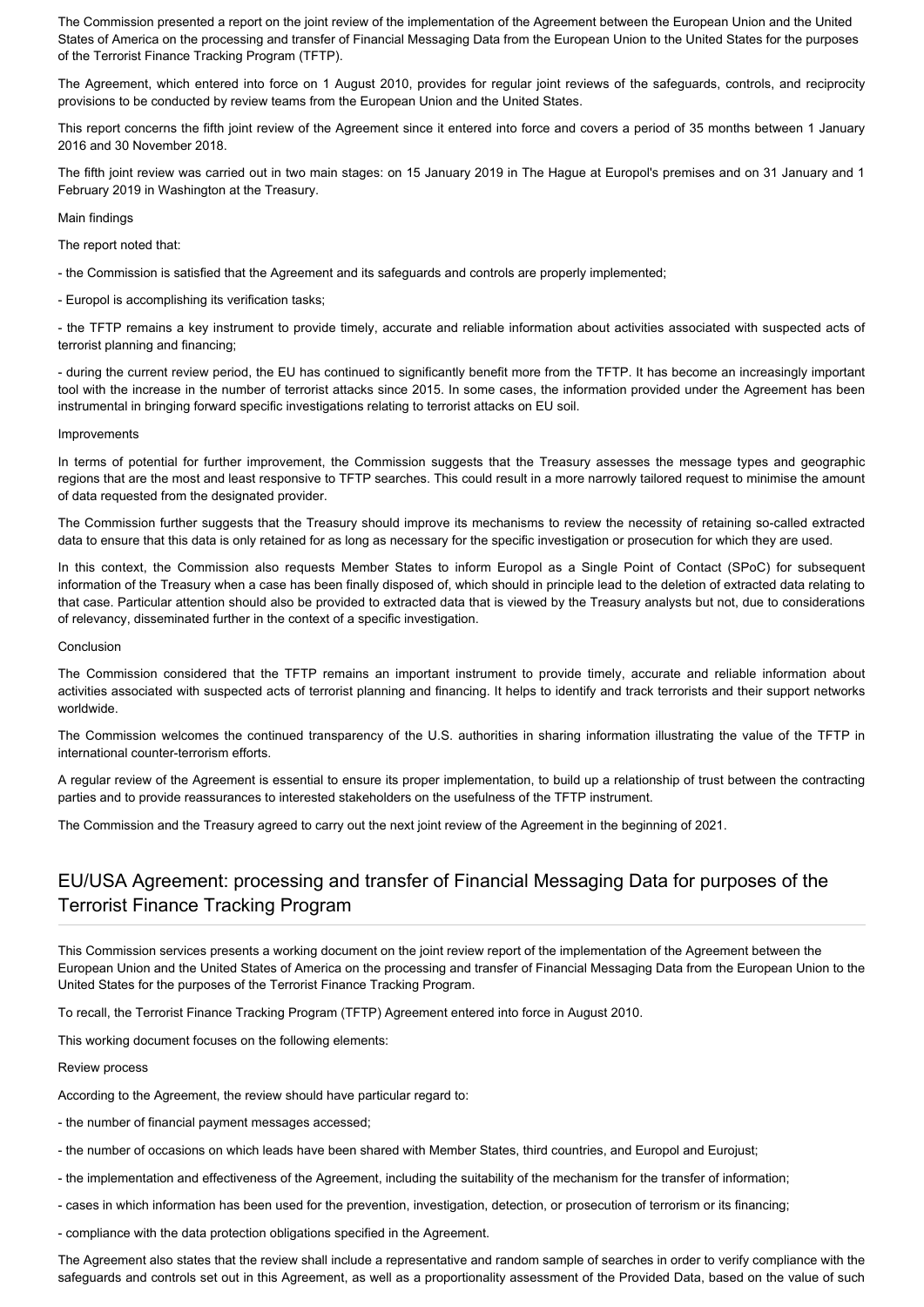The Commission presented a report on the joint review of the implementation of the Agreement between the European Union and the United States of America on the processing and transfer of Financial Messaging Data from the European Union to the United States for the purposes of the Terrorist Finance Tracking Program (TFTP).

The Agreement, which entered into force on 1 August 2010, provides for regular joint reviews of the safeguards, controls, and reciprocity provisions to be conducted by review teams from the European Union and the United States.

This report concerns the fifth joint review of the Agreement since it entered into force and covers a period of 35 months between 1 January 2016 and 30 November 2018.

The fifth joint review was carried out in two main stages: on 15 January 2019 in The Hague at Europol's premises and on 31 January and 1 February 2019 in Washington at the Treasury.

Main findings

The report noted that:

- the Commission is satisfied that the Agreement and its safeguards and controls are properly implemented;

- Europol is accomplishing its verification tasks;

- the TFTP remains a key instrument to provide timely, accurate and reliable information about activities associated with suspected acts of terrorist planning and financing;

- during the current review period, the EU has continued to significantly benefit more from the TFTP. It has become an increasingly important tool with the increase in the number of terrorist attacks since 2015. In some cases, the information provided under the Agreement has been instrumental in bringing forward specific investigations relating to terrorist attacks on EU soil.

Improvements

In terms of potential for further improvement, the Commission suggests that the Treasury assesses the message types and geographic regions that are the most and least responsive to TFTP searches. This could result in a more narrowly tailored request to minimise the amount of data requested from the designated provider.

The Commission further suggests that the Treasury should improve its mechanisms to review the necessity of retaining so-called extracted data to ensure that this data is only retained for as long as necessary for the specific investigation or prosecution for which they are used.

In this context, the Commission also requests Member States to inform Europol as a Single Point of Contact (SPoC) for subsequent information of the Treasury when a case has been finally disposed of, which should in principle lead to the deletion of extracted data relating to that case. Particular attention should also be provided to extracted data that is viewed by the Treasury analysts but not, due to considerations of relevancy, disseminated further in the context of a specific investigation.

Conclusion

The Commission considered that the TFTP remains an important instrument to provide timely, accurate and reliable information about activities associated with suspected acts of terrorist planning and financing. It helps to identify and track terrorists and their support networks worldwide.

The Commission welcomes the continued transparency of the U.S. authorities in sharing information illustrating the value of the TFTP in international counter-terrorism efforts.

A regular review of the Agreement is essential to ensure its proper implementation, to build up a relationship of trust between the contracting parties and to provide reassurances to interested stakeholders on the usefulness of the TFTP instrument.

The Commission and the Treasury agreed to carry out the next joint review of the Agreement in the beginning of 2021.

## EU/USA Agreement: processing and transfer of Financial Messaging Data for purposes of the Terrorist Finance Tracking Program

This Commission services presents a working document on the joint review report of the implementation of the Agreement between the European Union and the United States of America on the processing and transfer of Financial Messaging Data from the European Union to the United States for the purposes of the Terrorist Finance Tracking Program.

To recall, the Terrorist Finance Tracking Program (TFTP) Agreement entered into force in August 2010.

This working document focuses on the following elements:

Review process

According to the Agreement, the review should have particular regard to:

- the number of financial payment messages accessed;

- the number of occasions on which leads have been shared with Member States, third countries, and Europol and Eurojust;

- the implementation and effectiveness of the Agreement, including the suitability of the mechanism for the transfer of information;

- cases in which information has been used for the prevention, investigation, detection, or prosecution of terrorism or its financing;

- compliance with the data protection obligations specified in the Agreement.

The Agreement also states that the review shall include a representative and random sample of searches in order to verify compliance with the safeguards and controls set out in this Agreement, as well as a proportionality assessment of the Provided Data, based on the value of such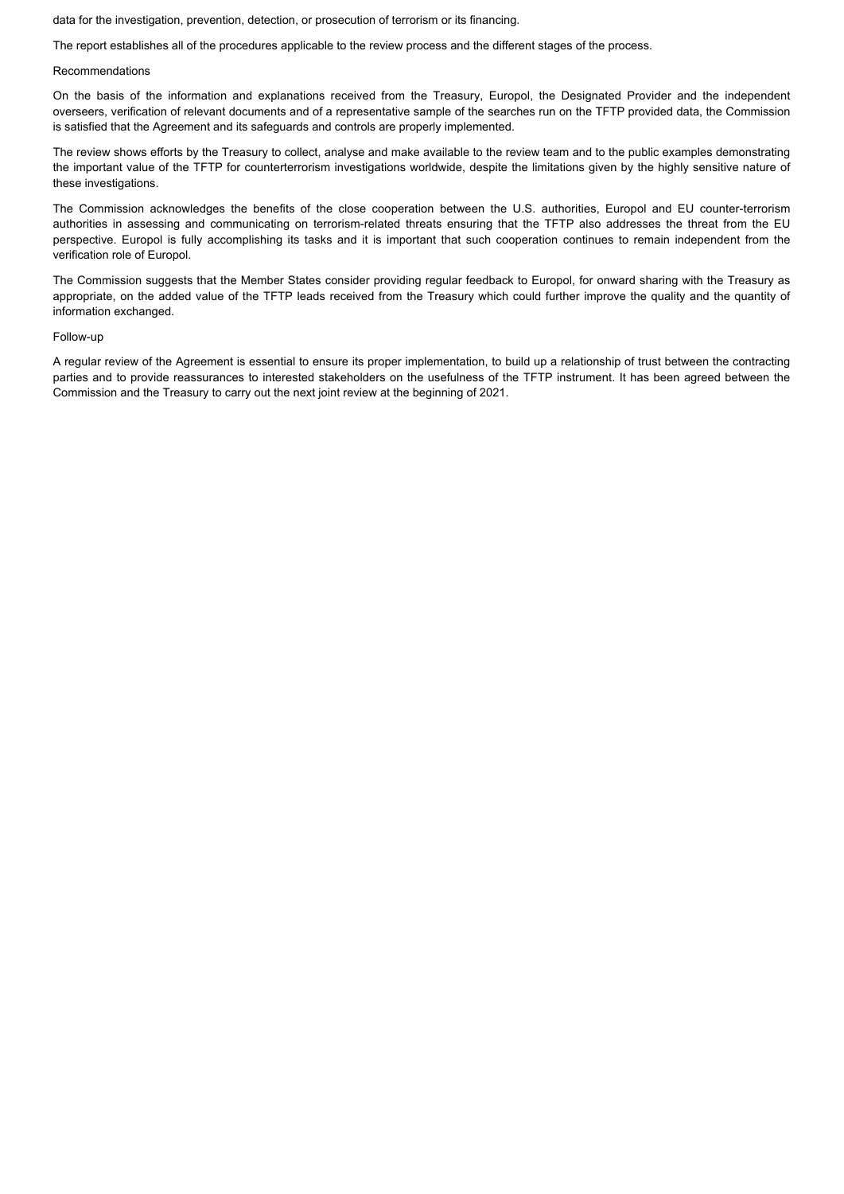data for the investigation, prevention, detection, or prosecution of terrorism or its financing.

The report establishes all of the procedures applicable to the review process and the different stages of the process.

Recommendations

On the basis of the information and explanations received from the Treasury, Europol, the Designated Provider and the independent overseers, verification of relevant documents and of a representative sample of the searches run on the TFTP provided data, the Commission is satisfied that the Agreement and its safeguards and controls are properly implemented.

The review shows efforts by the Treasury to collect, analyse and make available to the review team and to the public examples demonstrating the important value of the TFTP for counterterrorism investigations worldwide, despite the limitations given by the highly sensitive nature of these investigations.

The Commission acknowledges the benefits of the close cooperation between the U.S. authorities, Europol and EU counter-terrorism authorities in assessing and communicating on terrorism-related threats ensuring that the TFTP also addresses the threat from the EU perspective. Europol is fully accomplishing its tasks and it is important that such cooperation continues to remain independent from the verification role of Europol.

The Commission suggests that the Member States consider providing regular feedback to Europol, for onward sharing with the Treasury as appropriate, on the added value of the TFTP leads received from the Treasury which could further improve the quality and the quantity of information exchanged.

Follow-up

A regular review of the Agreement is essential to ensure its proper implementation, to build up a relationship of trust between the contracting parties and to provide reassurances to interested stakeholders on the usefulness of the TFTP instrument. It has been agreed between the Commission and the Treasury to carry out the next joint review at the beginning of 2021.